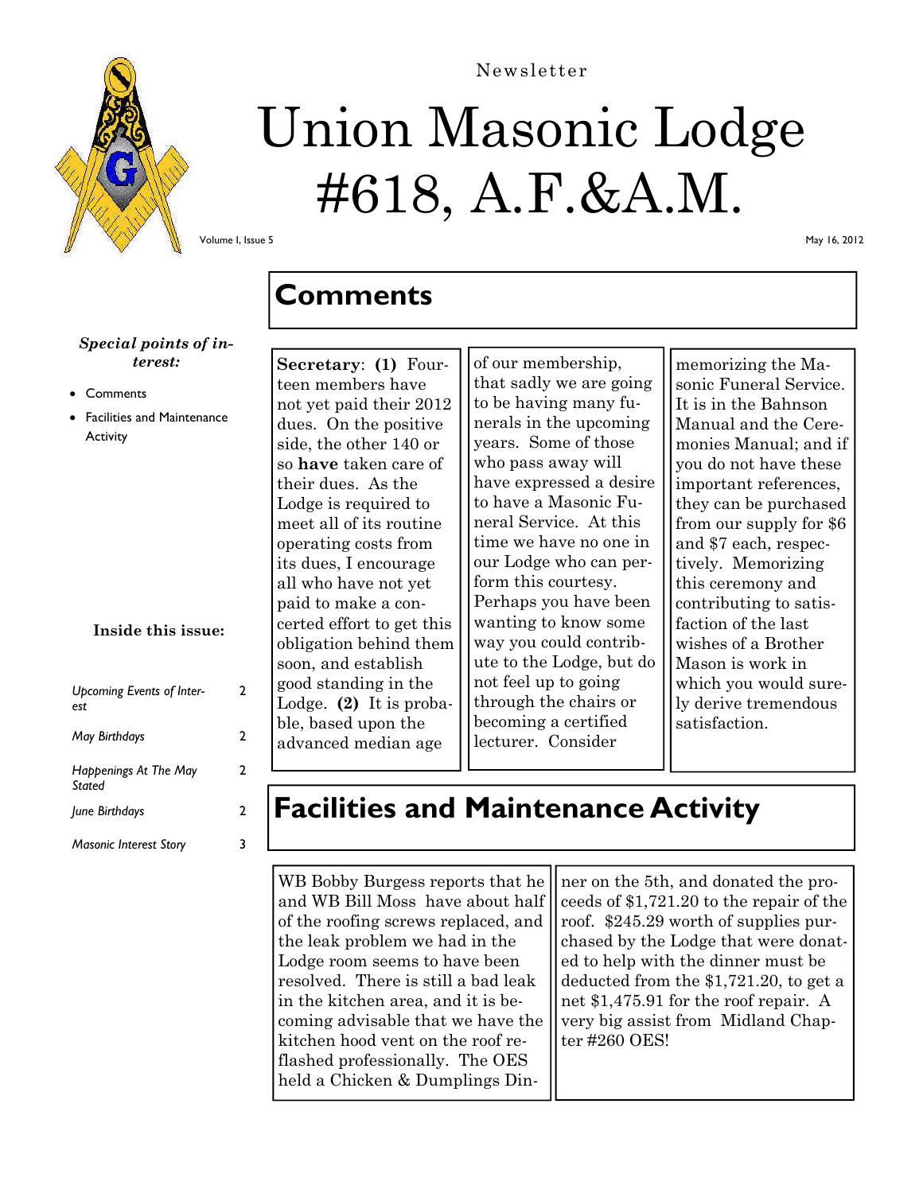Newsletter

# Union Masonic Lodge #618, A.F.&A.M.

Volume I, Issue 5

May 16, 2012

*Special points of interest:*

- Comments
- Facilities and Maintenance Activity

**Inside this issue:**

| | |
|---|---|
| *Upcoming Events of Interest* | 2 |
| *May Birthdays* | 2 |
| *Happenings At The May Stated* | 2 |
| *June Birthdays* | 2 |
| *Masonic Interest Story* | 3 |

## Comments

**Secretary**: **(1)** Fourteen members have not yet paid their 2012 dues. On the positive side, the other 140 or so **have** taken care of their dues. As the Lodge is required to meet all of its routine operating costs from its dues, I encourage all who have not yet paid to make a concerted effort to get this obligation behind them soon, and establish good standing in the Lodge. **(2)** It is probable, based upon the advanced median age of our membership, that sadly we are going to be having many funerals in the upcoming years. Some of those who pass away will have expressed a desire to have a Masonic Funeral Service. At this time we have no one in our Lodge who can perform this courtesy. Perhaps you have been wanting to know some way you could contribute to the Lodge, but do not feel up to going through the chairs or becoming a certified lecturer. Consider memorizing the Masonic Funeral Service. It is in the Bahnson Manual and the Ceremonies Manual; and if you do not have these important references, they can be purchased from our supply for $6 and $7 each, respectively. Memorizing this ceremony and contributing to satisfaction of the last wishes of a Brother Mason is work in which you would surely derive tremendous satisfaction.

## Facilities and Maintenance Activity

WB Bobby Burgess reports that he and WB Bill Moss have about half of the roofing screws replaced, and the leak problem we had in the Lodge room seems to have been resolved. There is still a bad leak in the kitchen area, and it is becoming advisable that we have the kitchen hood vent on the roof reflashed professionally. The OES held a Chicken & Dumplings Dinner on the 5th, and donated the proceeds of $1,721.20 to the repair of the roof. $245.29 worth of supplies purchased by the Lodge that were donated to help with the dinner must be deducted from the $1,721.20, to get a net $1,475.91 for the roof repair. A very big assist from Midland Chapter #260 OES!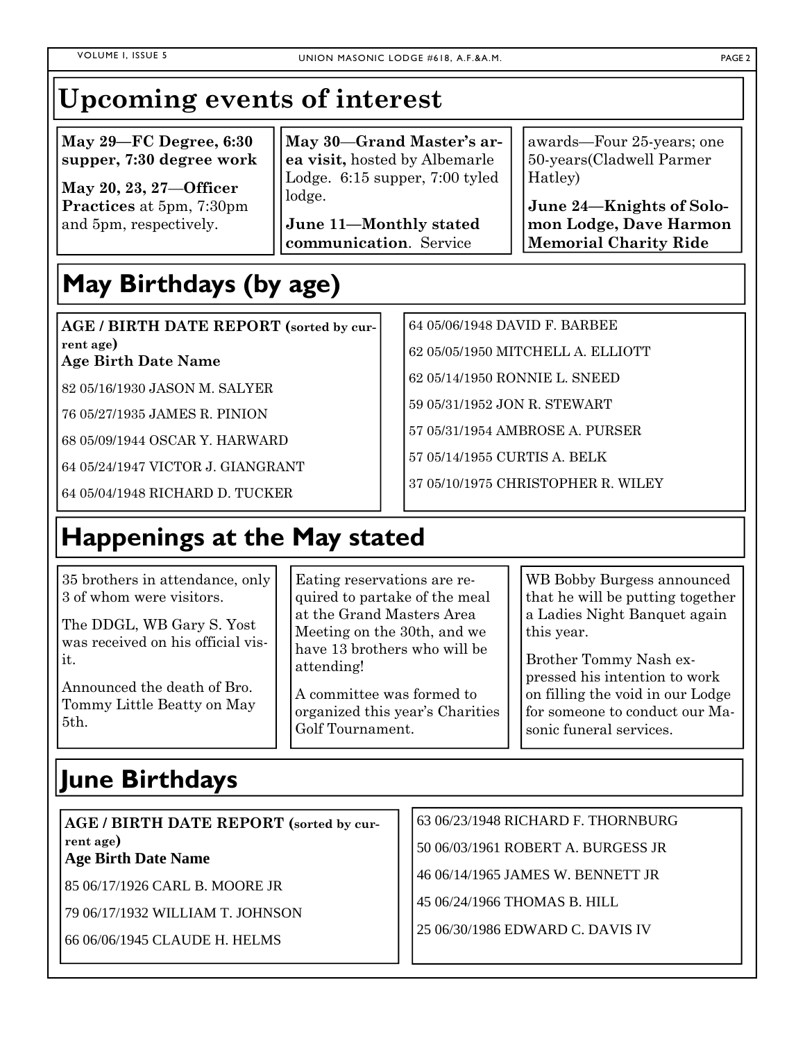# Upcoming events of interest

**May 29—FC Degree, 6:30 supper, 7:30 degree work**

**May 20, 23, 27—Officer Practices** at 5pm, 7:30pm and 5pm, respectively.

**May 30—Grand Master's area visit,** hosted by Albemarle Lodge. 6:15 supper, 7:00 tyled lodge.

**June 11—Monthly stated communication**. Service awards—Four 25-years; one 50-years(Cladwell Parmer Hatley)

**June 24—Knights of Solomon Lodge, Dave Harmon Memorial Charity Ride**

# May Birthdays (by age)

**AGE / BIRTH DATE REPORT (sorted by current age)**

**Age Birth Date Name**

82 05/16/1930 JASON M. SALYER

76 05/27/1935 JAMES R. PINION

68 05/09/1944 OSCAR Y. HARWARD

64 05/24/1947 VICTOR J. GIANGRANT

64 05/04/1948 RICHARD D. TUCKER

64 05/06/1948 DAVID F. BARBEE

62 05/05/1950 MITCHELL A. ELLIOTT

62 05/14/1950 RONNIE L. SNEED

59 05/31/1952 JON R. STEWART

57 05/31/1954 AMBROSE A. PURSER

57 05/14/1955 CURTIS A. BELK

37 05/10/1975 CHRISTOPHER R. WILEY

# Happenings at the May stated

35 brothers in attendance, only 3 of whom were visitors.

The DDGL, WB Gary S. Yost was received on his official visit.

Announced the death of Bro. Tommy Little Beatty on May 5th.

Eating reservations are required to partake of the meal at the Grand Masters Area Meeting on the 30th, and we have 13 brothers who will be attending!

A committee was formed to organized this year's Charities Golf Tournament.

WB Bobby Burgess announced that he will be putting together a Ladies Night Banquet again this year.

Brother Tommy Nash expressed his intention to work on filling the void in our Lodge for someone to conduct our Masonic funeral services.

# June Birthdays

**AGE / BIRTH DATE REPORT (sorted by current age)**

**Age Birth Date Name**

85 06/17/1926 CARL B. MOORE JR

79 06/17/1932 WILLIAM T. JOHNSON

66 06/06/1945 CLAUDE H. HELMS

63 06/23/1948 RICHARD F. THORNBURG

50 06/03/1961 ROBERT A. BURGESS JR

46 06/14/1965 JAMES W. BENNETT JR

45 06/24/1966 THOMAS B. HILL

25 06/30/1986 EDWARD C. DAVIS IV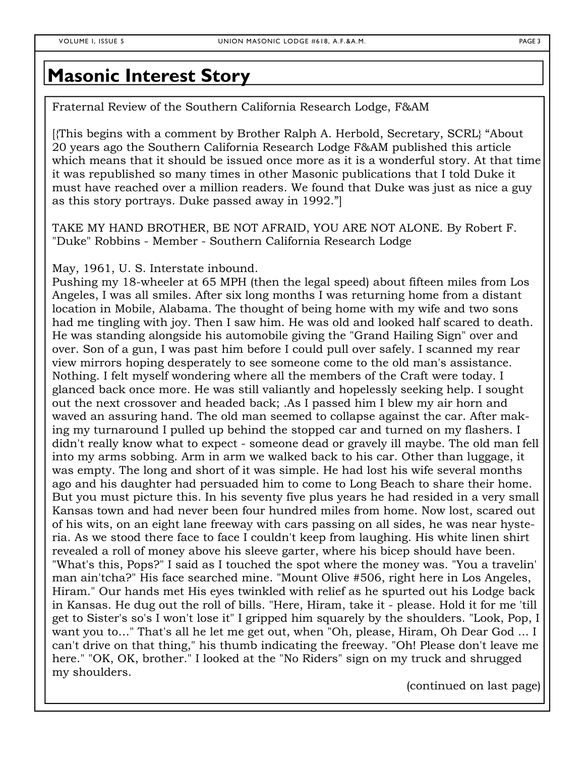## Masonic Interest Story

Fraternal Review of the Southern California Research Lodge, F&AM

[{This begins with a comment by Brother Ralph A. Herbold, Secretary, SCRL} "About 20 years ago the Southern California Research Lodge F&AM published this article which means that it should be issued once more as it is a wonderful story. At that time it was republished so many times in other Masonic publications that I told Duke it must have reached over a million readers. We found that Duke was just as nice a guy as this story portrays. Duke passed away in 1992."]

TAKE MY HAND BROTHER, BE NOT AFRAID, YOU ARE NOT ALONE. By Robert F. "Duke" Robbins - Member - Southern California Research Lodge

May, 1961, U. S. Interstate inbound.
Pushing my 18-wheeler at 65 MPH (then the legal speed) about fifteen miles from Los Angeles, I was all smiles. After six long months I was returning home from a distant location in Mobile, Alabama. The thought of being home with my wife and two sons had me tingling with joy. Then I saw him. He was old and looked half scared to death. He was standing alongside his automobile giving the "Grand Hailing Sign" over and over. Son of a gun, I was past him before I could pull over safely. I scanned my rear view mirrors hoping desperately to see someone come to the old man's assistance. Nothing. I felt myself wondering where all the members of the Craft were today. I glanced back once more. He was still valiantly and hopelessly seeking help. I sought out the next crossover and headed back; .As I passed him I blew my air horn and waved an assuring hand. The old man seemed to collapse against the car. After making my turnaround I pulled up behind the stopped car and turned on my flashers. I didn't really know what to expect - someone dead or gravely ill maybe. The old man fell into my arms sobbing. Arm in arm we walked back to his car. Other than luggage, it was empty. The long and short of it was simple. He had lost his wife several months ago and his daughter had persuaded him to come to Long Beach to share their home. But you must picture this. In his seventy five plus years he had resided in a very small Kansas town and had never been four hundred miles from home. Now lost, scared out of his wits, on an eight lane freeway with cars passing on all sides, he was near hysteria. As we stood there face to face I couldn't keep from laughing. His white linen shirt revealed a roll of money above his sleeve garter, where his bicep should have been. "What's this, Pops?" I said as I touched the spot where the money was. "You a travelin' man ain'tcha?" His face searched mine. "Mount Olive #506, right here in Los Angeles, Hiram." Our hands met His eyes twinkled with relief as he spurted out his Lodge back in Kansas. He dug out the roll of bills. "Here, Hiram, take it - please. Hold it for me 'till get to Sister's so's I won't lose it" I gripped him squarely by the shoulders. "Look, Pop, I want you to..." That's all he let me get out, when "Oh, please, Hiram, Oh Dear God ... I can't drive on that thing," his thumb indicating the freeway. "Oh! Please don't leave me here." "OK, OK, brother." I looked at the "No Riders" sign on my truck and shrugged my shoulders.

(continued on last page)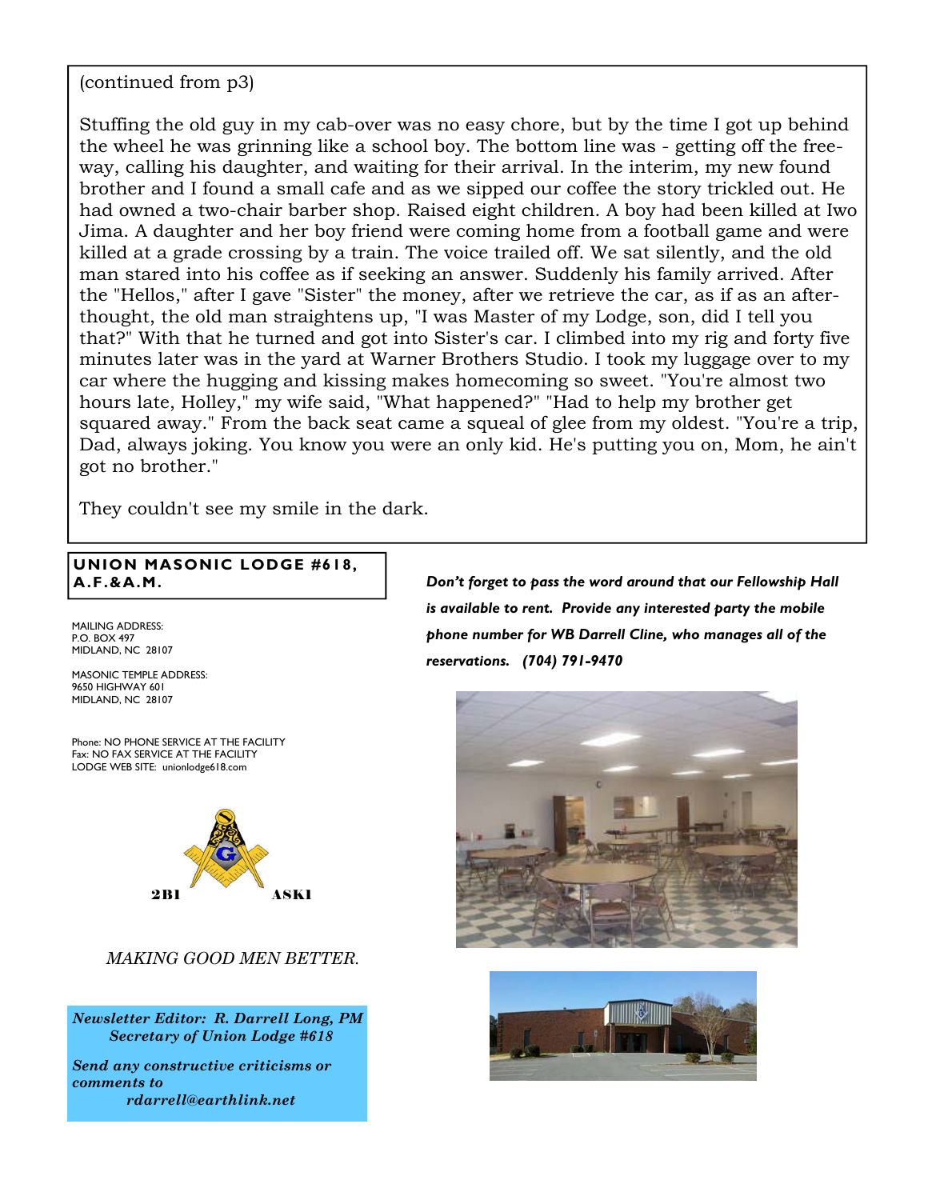(continued from p3)

Stuffing the old guy in my cab-over was no easy chore, but by the time I got up behind the wheel he was grinning like a school boy. The bottom line was - getting off the freeway, calling his daughter, and waiting for their arrival. In the interim, my new found brother and I found a small cafe and as we sipped our coffee the story trickled out. He had owned a two-chair barber shop. Raised eight children. A boy had been killed at Iwo Jima. A daughter and her boy friend were coming home from a football game and were killed at a grade crossing by a train. The voice trailed off. We sat silently, and the old man stared into his coffee as if seeking an answer. Suddenly his family arrived. After the "Hellos," after I gave "Sister" the money, after we retrieve the car, as if as an afterthought, the old man straightens up, "I was Master of my Lodge, son, did I tell you that?" With that he turned and got into Sister's car. I climbed into my rig and forty five minutes later was in the yard at Warner Brothers Studio. I took my luggage over to my car where the hugging and kissing makes homecoming so sweet. "You're almost two hours late, Holley," my wife said, "What happened?" "Had to help my brother get squared away." From the back seat came a squeal of glee from my oldest. "You're a trip, Dad, always joking. You know you were an only kid. He's putting you on, Mom, he ain't got no brother."

They couldn't see my smile in the dark.

**UNION MASONIC LODGE #618, A.F.&A.M.**

MAILING ADDRESS:
P.O. BOX 497
MIDLAND, NC 28107

MASONIC TEMPLE ADDRESS:
9650 HIGHWAY 601
MIDLAND, NC 28107

Phone: NO PHONE SERVICE AT THE FACILITY
Fax: NO FAX SERVICE AT THE FACILITY
LODGE WEB SITE: unionlodge618.com

2B1 ASK1

*MAKING GOOD MEN BETTER.*

***Newsletter Editor: R. Darrell Long, PM***
***Secretary of Union Lodge #618***

***Send any constructive criticisms or comments to***
***rdarrell@earthlink.net***

***Don't forget to pass the word around that our Fellowship Hall is available to rent. Provide any interested party the mobile phone number for WB Darrell Cline, who manages all of the reservations. (704) 791-9470***